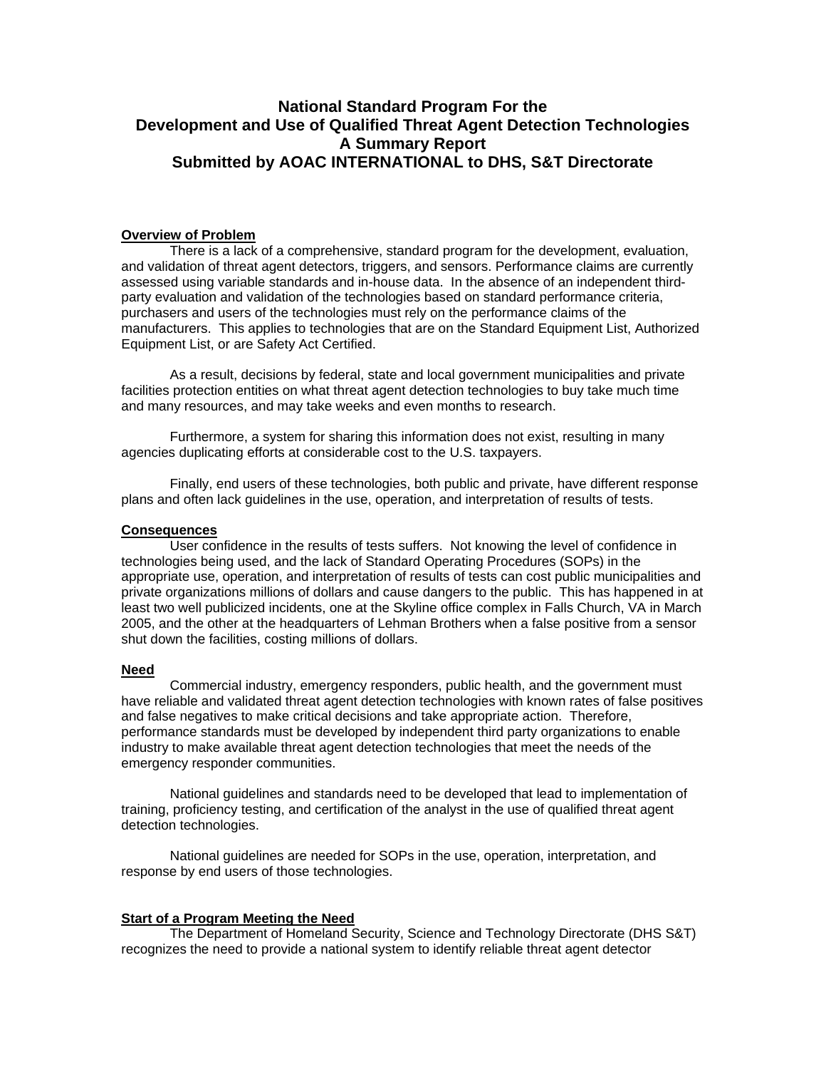# National Standard Program For the Development and Use of Qualified Threat Agent Detection Technologies A Summary Report Submitted by AOAC INTERNATIONAL to DHS, S&T Directorate

## Overview of Problem

There is a lack of a comprehensive, standard program for the development, evaluation, and validation of threat agent detectors, triggers, and sensors. Performance claims are currently assessed using variable standards and in-house data. In the absence of an independent third-party evaluation and validation of the technologies based on standard performance criteria, purchasers and users of the technologies must rely on the performance claims of the manufacturers. This applies to technologies that are on the Standard Equipment List, Authorized Equipment List, or are Safety Act Certified.

As a result, decisions by federal, state and local government municipalities and private facilities protection entities on what threat agent detection technologies to buy take much time and many resources, and may take weeks and even months to research.

Furthermore, a system for sharing this information does not exist, resulting in many agencies duplicating efforts at considerable cost to the U.S. taxpayers.

Finally, end users of these technologies, both public and private, have different response plans and often lack guidelines in the use, operation, and interpretation of results of tests.

## Consequences

User confidence in the results of tests suffers. Not knowing the level of confidence in technologies being used, and the lack of Standard Operating Procedures (SOPs) in the appropriate use, operation, and interpretation of results of tests can cost public municipalities and private organizations millions of dollars and cause dangers to the public. This has happened in at least two well publicized incidents, one at the Skyline office complex in Falls Church, VA in March 2005, and the other at the headquarters of Lehman Brothers when a false positive from a sensor shut down the facilities, costing millions of dollars.

## Need

Commercial industry, emergency responders, public health, and the government must have reliable and validated threat agent detection technologies with known rates of false positives and false negatives to make critical decisions and take appropriate action. Therefore, performance standards must be developed by independent third party organizations to enable industry to make available threat agent detection technologies that meet the needs of the emergency responder communities.

National guidelines and standards need to be developed that lead to implementation of training, proficiency testing, and certification of the analyst in the use of qualified threat agent detection technologies.

National guidelines are needed for SOPs in the use, operation, interpretation, and response by end users of those technologies.

## Start of a Program Meeting the Need

The Department of Homeland Security, Science and Technology Directorate (DHS S&T) recognizes the need to provide a national system to identify reliable threat agent detector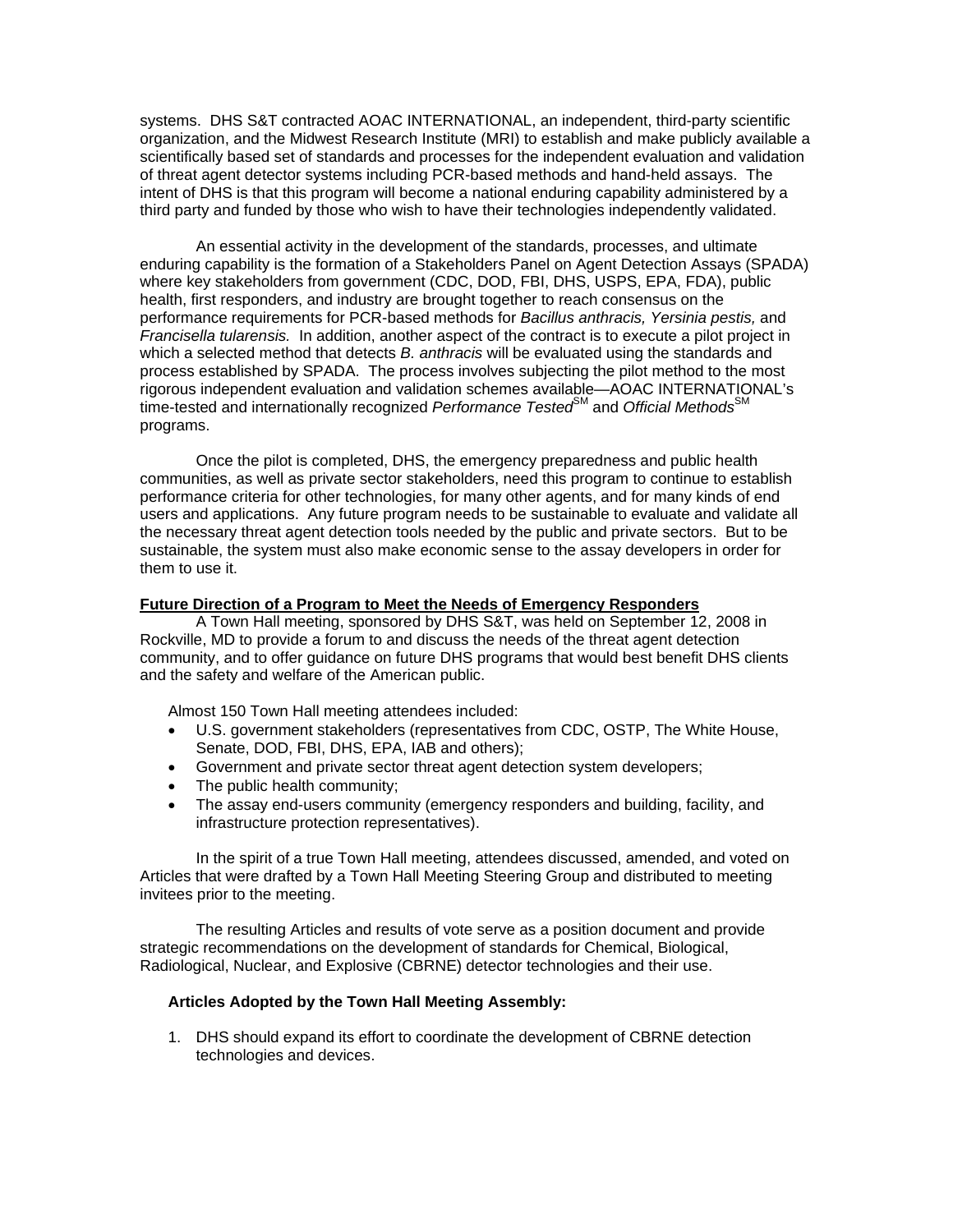systems. DHS S&T contracted AOAC INTERNATIONAL, an independent, third-party scientific organization, and the Midwest Research Institute (MRI) to establish and make publicly available a scientifically based set of standards and processes for the independent evaluation and validation of threat agent detector systems including PCR-based methods and hand-held assays. The intent of DHS is that this program will become a national enduring capability administered by a third party and funded by those who wish to have their technologies independently validated.

An essential activity in the development of the standards, processes, and ultimate enduring capability is the formation of a Stakeholders Panel on Agent Detection Assays (SPADA) where key stakeholders from government (CDC, DOD, FBI, DHS, USPS, EPA, FDA), public health, first responders, and industry are brought together to reach consensus on the performance requirements for PCR-based methods for *Bacillus anthracis, Yersinia pestis,* and *Francisella tularensis.* In addition, another aspect of the contract is to execute a pilot project in which a selected method that detects *B. anthracis* will be evaluated using the standards and process established by SPADA. The process involves subjecting the pilot method to the most rigorous independent evaluation and validation schemes available—AOAC INTERNATIONAL's time-tested and internationally recognized *Performance Tested*SM and *Official Methods*SM programs.

Once the pilot is completed, DHS, the emergency preparedness and public health communities, as well as private sector stakeholders, need this program to continue to establish performance criteria for other technologies, for many other agents, and for many kinds of end users and applications. Any future program needs to be sustainable to evaluate and validate all the necessary threat agent detection tools needed by the public and private sectors. But to be sustainable, the system must also make economic sense to the assay developers in order for them to use it.

**Future Direction of a Program to Meet the Needs of Emergency Responders**

A Town Hall meeting, sponsored by DHS S&T, was held on September 12, 2008 in Rockville, MD to provide a forum to and discuss the needs of the threat agent detection community, and to offer guidance on future DHS programs that would best benefit DHS clients and the safety and welfare of the American public.

Almost 150 Town Hall meeting attendees included:

- U.S. government stakeholders (representatives from CDC, OSTP, The White House, Senate, DOD, FBI, DHS, EPA, IAB and others);
- Government and private sector threat agent detection system developers;
- The public health community;
- The assay end-users community (emergency responders and building, facility, and infrastructure protection representatives).

In the spirit of a true Town Hall meeting, attendees discussed, amended, and voted on Articles that were drafted by a Town Hall Meeting Steering Group and distributed to meeting invitees prior to the meeting.

The resulting Articles and results of vote serve as a position document and provide strategic recommendations on the development of standards for Chemical, Biological, Radiological, Nuclear, and Explosive (CBRNE) detector technologies and their use.

**Articles Adopted by the Town Hall Meeting Assembly:**

1. DHS should expand its effort to coordinate the development of CBRNE detection technologies and devices.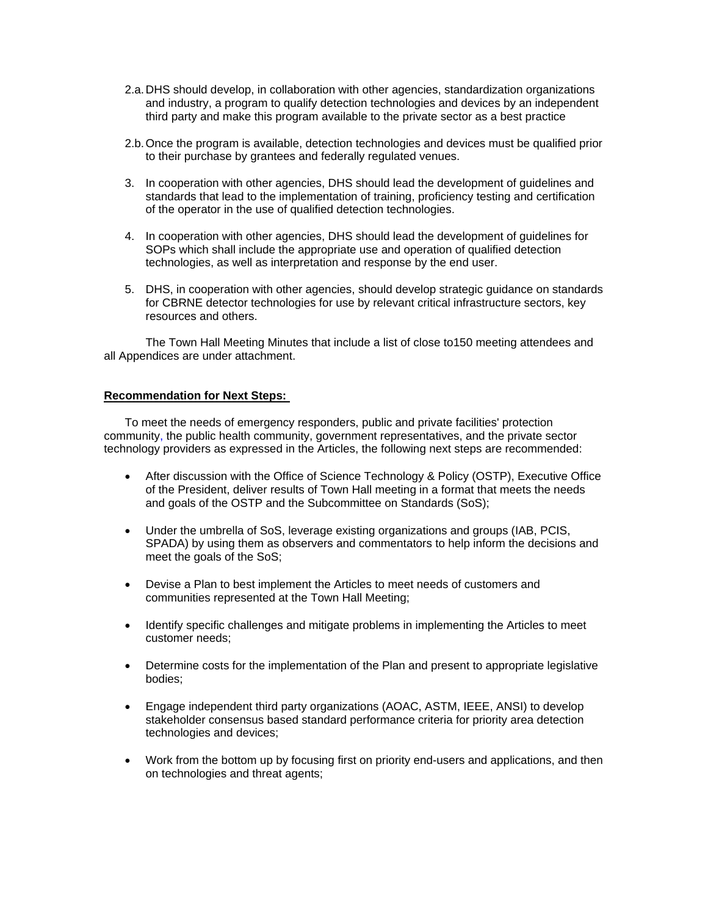2.a. DHS should develop, in collaboration with other agencies, standardization organizations and industry, a program to qualify detection technologies and devices by an independent third party and make this program available to the private sector as a best practice

2.b. Once the program is available, detection technologies and devices must be qualified prior to their purchase by grantees and federally regulated venues.

3. In cooperation with other agencies, DHS should lead the development of guidelines and standards that lead to the implementation of training, proficiency testing and certification of the operator in the use of qualified detection technologies.

4. In cooperation with other agencies, DHS should lead the development of guidelines for SOPs which shall include the appropriate use and operation of qualified detection technologies, as well as interpretation and response by the end user.

5. DHS, in cooperation with other agencies, should develop strategic guidance on standards for CBRNE detector technologies for use by relevant critical infrastructure sectors, key resources and others.

The Town Hall Meeting Minutes that include a list of close to150 meeting attendees and all Appendices are under attachment.

**Recommendation for Next Steps:**

To meet the needs of emergency responders, public and private facilities' protection community, the public health community, government representatives, and the private sector technology providers as expressed in the Articles, the following next steps are recommended:

- After discussion with the Office of Science Technology & Policy (OSTP), Executive Office of the President, deliver results of Town Hall meeting in a format that meets the needs and goals of the OSTP and the Subcommittee on Standards (SoS);
- Under the umbrella of SoS, leverage existing organizations and groups (IAB, PCIS, SPADA) by using them as observers and commentators to help inform the decisions and meet the goals of the SoS;
- Devise a Plan to best implement the Articles to meet needs of customers and communities represented at the Town Hall Meeting;
- Identify specific challenges and mitigate problems in implementing the Articles to meet customer needs;
- Determine costs for the implementation of the Plan and present to appropriate legislative bodies;
- Engage independent third party organizations (AOAC, ASTM, IEEE, ANSI) to develop stakeholder consensus based standard performance criteria for priority area detection technologies and devices;
- Work from the bottom up by focusing first on priority end-users and applications, and then on technologies and threat agents;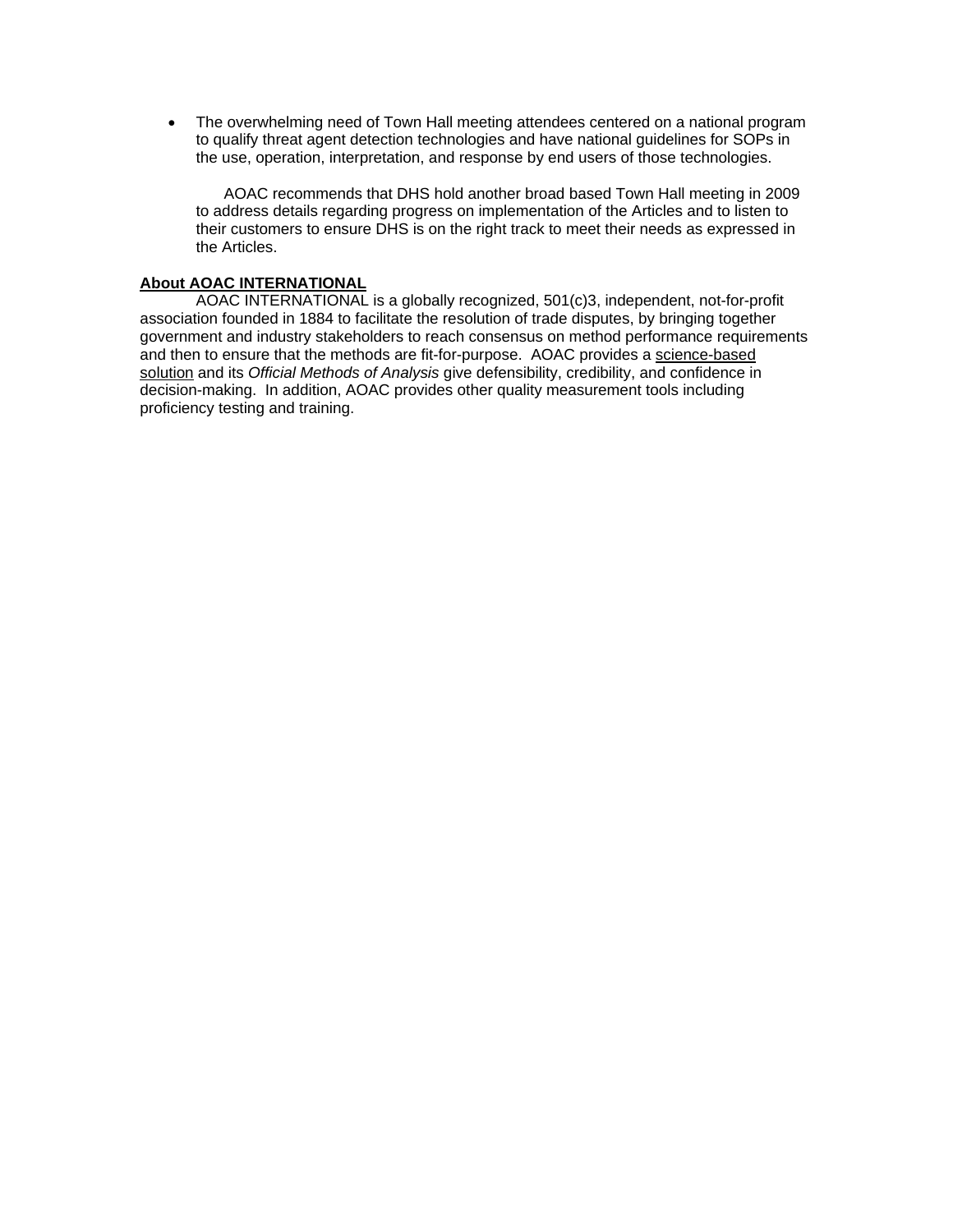- The overwhelming need of Town Hall meeting attendees centered on a national program to qualify threat agent detection technologies and have national guidelines for SOPs in the use, operation, interpretation, and response by end users of those technologies.

  AOAC recommends that DHS hold another broad based Town Hall meeting in 2009 to address details regarding progress on implementation of the Articles and to listen to their customers to ensure DHS is on the right track to meet their needs as expressed in the Articles.

**About AOAC INTERNATIONAL**

AOAC INTERNATIONAL is a globally recognized, 501(c)3, independent, not-for-profit association founded in 1884 to facilitate the resolution of trade disputes, by bringing together government and industry stakeholders to reach consensus on method performance requirements and then to ensure that the methods are fit-for-purpose. AOAC provides a science-based solution and its *Official Methods of Analysis* give defensibility, credibility, and confidence in decision-making. In addition, AOAC provides other quality measurement tools including proficiency testing and training.